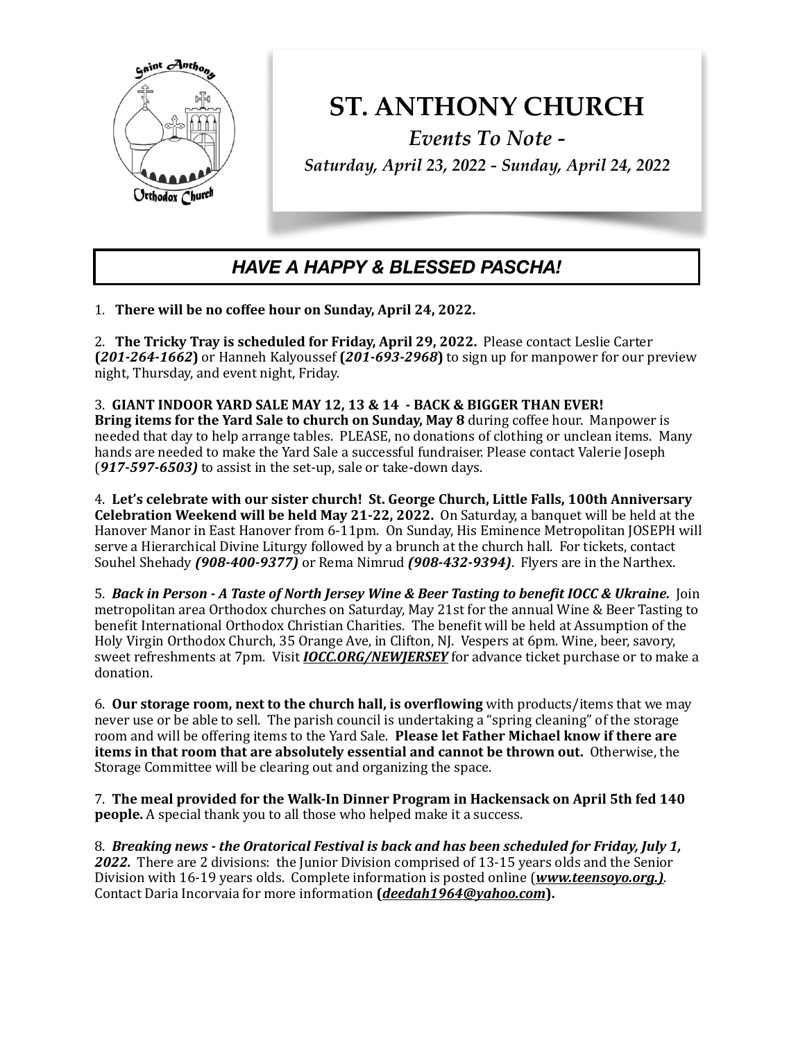# ST. ANTHONY CHURCH

*Events To Note -*

*Saturday, April 23, 2022 - Sunday, April 24, 2022*

## *HAVE A HAPPY & BLESSED PASCHA!*

1. **There will be no coffee hour on Sunday, April 24, 2022.**

2. **The Tricky Tray is scheduled for Friday, April 29, 2022.** Please contact Leslie Carter **(*201-264-1662*)** or Hanneh Kalyoussef **(*201-693-2968*)** to sign up for manpower for our preview night, Thursday, and event night, Friday.

3. **GIANT INDOOR YARD SALE MAY 12, 13 & 14 - BACK & BIGGER THAN EVER!**
**Bring items for the Yard Sale to church on Sunday, May 8** during coffee hour. Manpower is needed that day to help arrange tables. PLEASE, no donations of clothing or unclean items. Many hands are needed to make the Yard Sale a successful fundraiser. Please contact Valerie Joseph (***917-597-6503)*** to assist in the set-up, sale or take-down days.

4. **Let's celebrate with our sister church! St. George Church, Little Falls, 100th Anniversary Celebration Weekend will be held May 21-22, 2022.** On Saturday, a banquet will be held at the Hanover Manor in East Hanover from 6-11pm. On Sunday, His Eminence Metropolitan JOSEPH will serve a Hierarchical Divine Liturgy followed by a brunch at the church hall. For tickets, contact Souhel Shehady ***(908-400-9377)*** or Rema Nimrud ***(908-432-9394)***. Flyers are in the Narthex.

5. ***Back in Person - A Taste of North Jersey Wine & Beer Tasting to benefit IOCC & Ukraine.*** Join metropolitan area Orthodox churches on Saturday, May 21st for the annual Wine & Beer Tasting to benefit International Orthodox Christian Charities. The benefit will be held at Assumption of the Holy Virgin Orthodox Church, 35 Orange Ave, in Clifton, NJ. Vespers at 6pm. Wine, beer, savory, sweet refreshments at 7pm. Visit ***IOCC.ORG/NEWJERSEY*** for advance ticket purchase or to make a donation.

6. **Our storage room, next to the church hall, is overflowing** with products/items that we may never use or be able to sell. The parish council is undertaking a "spring cleaning" of the storage room and will be offering items to the Yard Sale. **Please let Father Michael know if there are items in that room that are absolutely essential and cannot be thrown out.** Otherwise, the Storage Committee will be clearing out and organizing the space.

7. **The meal provided for the Walk-In Dinner Program in Hackensack on April 5th fed 140 people.** A special thank you to all those who helped make it a success.

8. ***Breaking news - the Oratorical Festival is back and has been scheduled for Friday, July 1, 2022.*** There are 2 divisions: the Junior Division comprised of 13-15 years olds and the Senior Division with 16-19 years olds. Complete information is posted online (***www.teensoyo.org.)***. Contact Daria Incorvaia for more information **(*deedah1964@yahoo.com*).**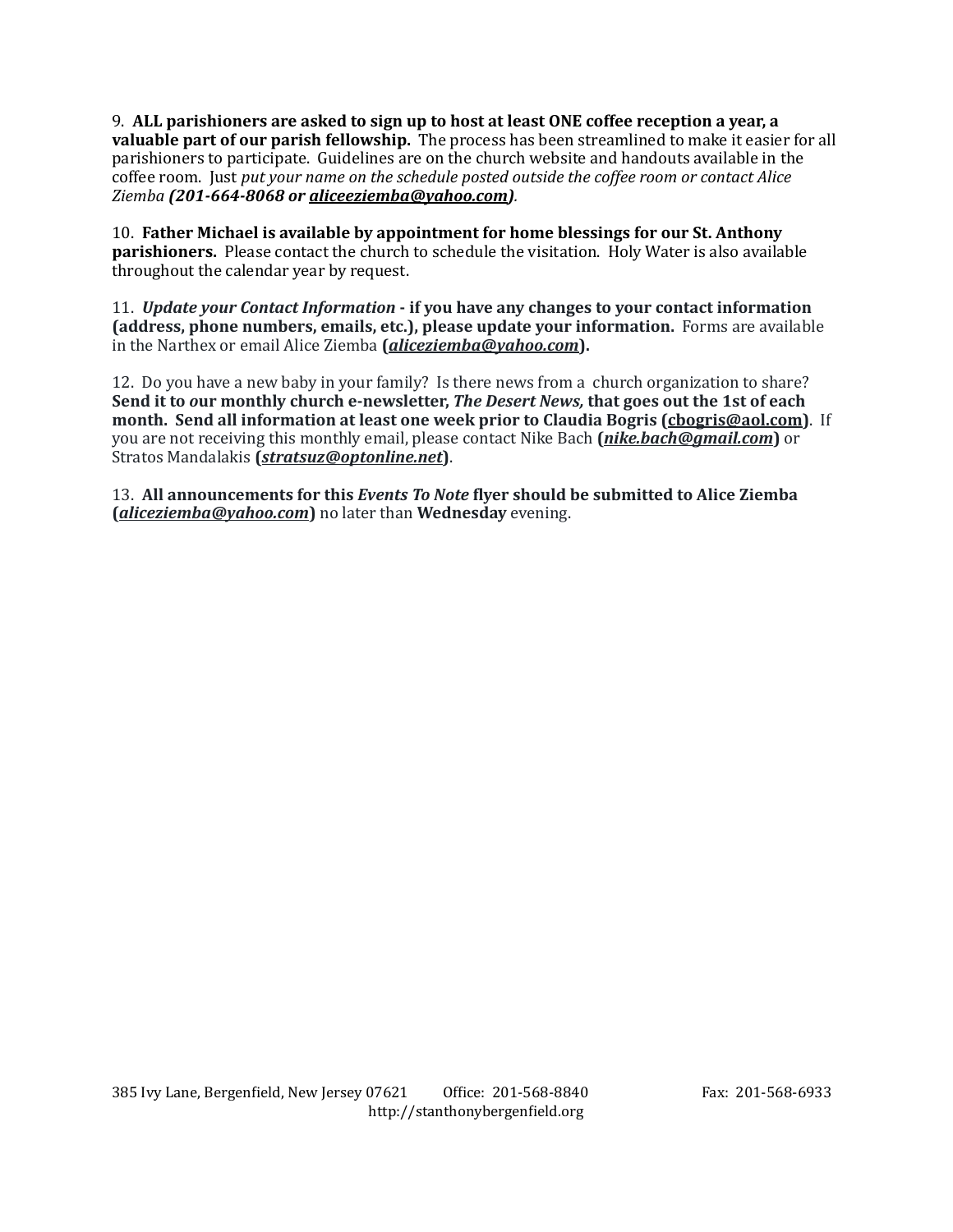9. **ALL parishioners are asked to sign up to host at least ONE coffee reception a year, a valuable part of our parish fellowship.** The process has been streamlined to make it easier for all parishioners to participate. Guidelines are on the church website and handouts available in the coffee room. Just *put your name on the schedule posted outside the coffee room or contact Alice Ziemba* ***(201-664-8068 or aliceeziemba@yahoo.com)***.

10. **Father Michael is available by appointment for home blessings for our St. Anthony parishioners.** Please contact the church to schedule the visitation. Holy Water is also available throughout the calendar year by request.

11. ***Update your Contact Information*** **- if you have any changes to your contact information (address, phone numbers, emails, etc.), please update your information.** Forms are available in the Narthex or email Alice Ziemba **(*aliceziemba@yahoo.com*).**

12. Do you have a new baby in your family? Is there news from a church organization to share? **Send it to our monthly church e-newsletter, *The Desert News,* that goes out the 1st of each month. Send all information at least one week prior to Claudia Bogris (cbogris@aol.com)**. If you are not receiving this monthly email, please contact Nike Bach **(*nike.bach@gmail.com*)** or Stratos Mandalakis **(*stratsuz@optonline.net*)**.

13. **All announcements for this *Events To Note* flyer should be submitted to Alice Ziemba (*aliceziemba@yahoo.com*)** no later than **Wednesday** evening.